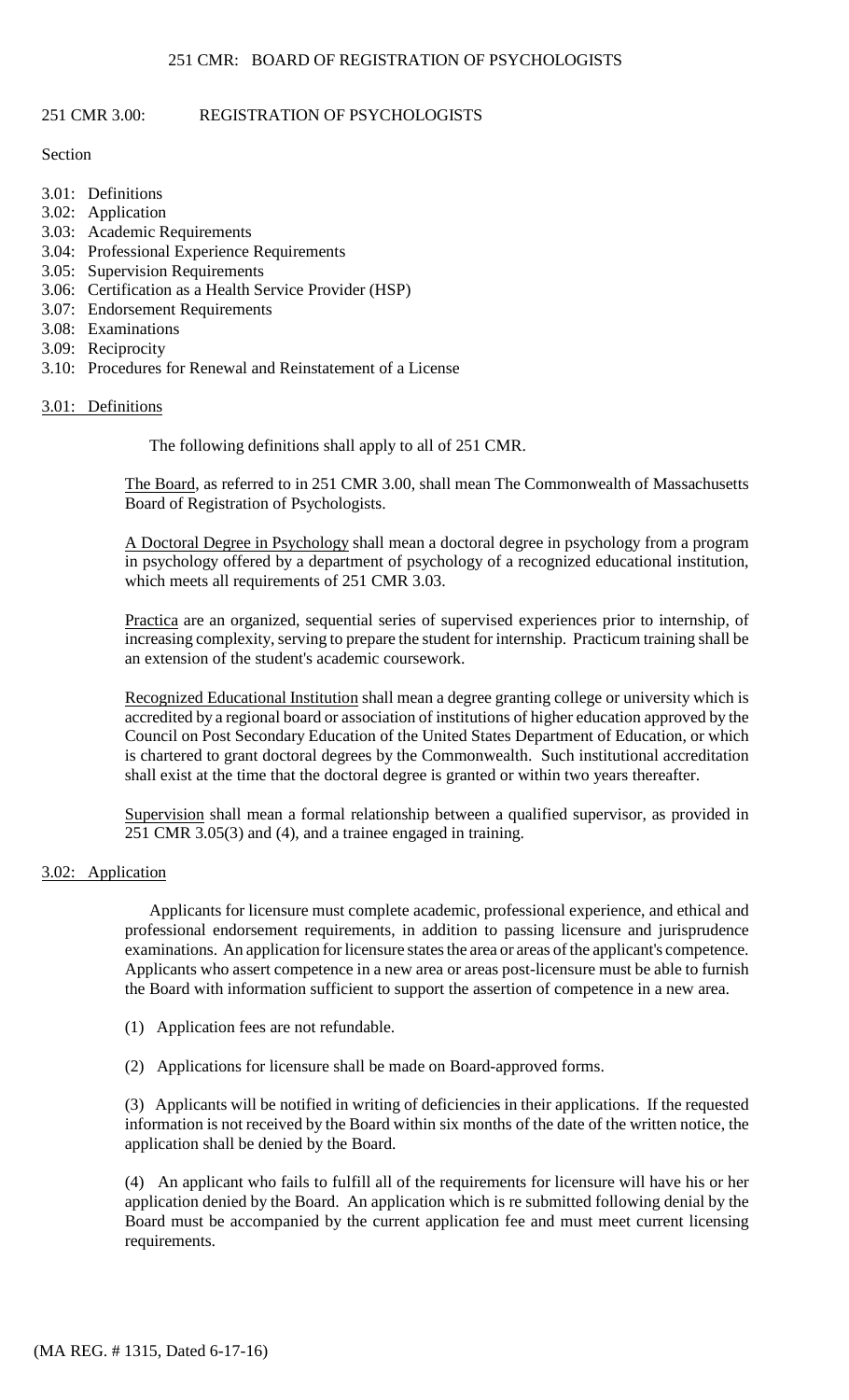# 251 CMR 3.00: REGISTRATION OF PSYCHOLOGISTS

Section

- 3.01: Definitions
- 3.02: Application
- 3.03: Academic Requirements
- 3.04: Professional Experience Requirements
- 3.05: Supervision Requirements
- 3.06: Certification as a Health Service Provider (HSP)
- 3.07: Endorsement Requirements
- 3.08: Examinations
- 3.09: Reciprocity
- 3.10: Procedures for Renewal and Reinstatement of a License

## 3.01: Definitions

The following definitions shall apply to all of 251 CMR.

The Board, as referred to in 251 CMR 3.00, shall mean The Commonwealth of Massachusetts Board of Registration of Psychologists.

A Doctoral Degree in Psychology shall mean a doctoral degree in psychology from a program in psychology offered by a department of psychology of a recognized educational institution, which meets all requirements of 251 CMR 3.03.

Practica are an organized, sequential series of supervised experiences prior to internship, of increasing complexity, serving to prepare the student for internship. Practicum training shall be an extension of the student's academic coursework.

Recognized Educational Institution shall mean a degree granting college or university which is accredited by a regional board or association of institutions of higher education approved by the Council on Post Secondary Education of the United States Department of Education, or which is chartered to grant doctoral degrees by the Commonwealth. Such institutional accreditation shall exist at the time that the doctoral degree is granted or within two years thereafter.

Supervision shall mean a formal relationship between a qualified supervisor, as provided in 251 CMR 3.05(3) and (4), and a trainee engaged in training.

## 3.02: Application

Applicants for licensure must complete academic, professional experience, and ethical and professional endorsement requirements, in addition to passing licensure and jurisprudence examinations. An application for licensure states the area or areas of the applicant's competence. Applicants who assert competence in a new area or areas post-licensure must be able to furnish the Board with information sufficient to support the assertion of competence in a new area.

(1) Application fees are not refundable.

(2) Applications for licensure shall be made on Board-approved forms.

(3) Applicants will be notified in writing of deficiencies in their applications. If the requested information is not received by the Board within six months of the date of the written notice, the application shall be denied by the Board.

(4) An applicant who fails to fulfill all of the requirements for licensure will have his or her application denied by the Board. An application which is re submitted following denial by the Board must be accompanied by the current application fee and must meet current licensing requirements.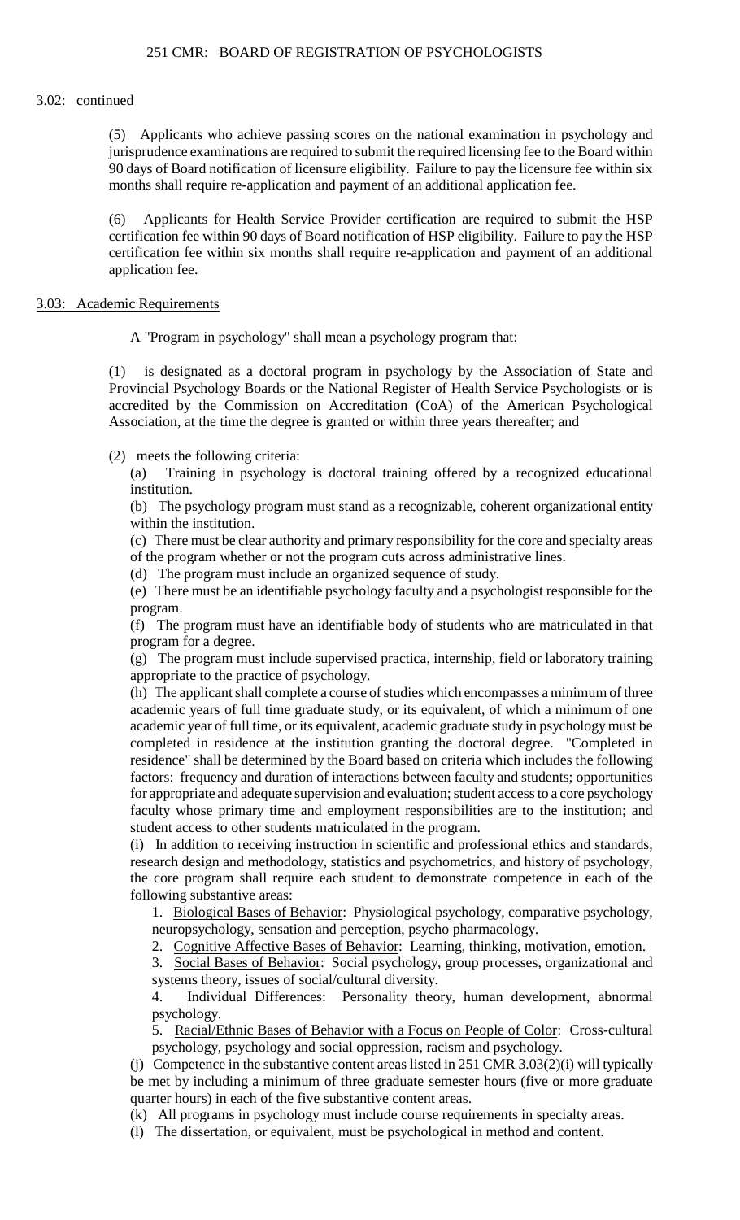3.02: continued

(5) Applicants who achieve passing scores on the national examination in psychology and jurisprudence examinations are required to submit the required licensing fee to the Board within 90 days of Board notification of licensure eligibility. Failure to pay the licensure fee within six months shall require re-application and payment of an additional application fee.

(6) Applicants for Health Service Provider certification are required to submit the HSP certification fee within 90 days of Board notification of HSP eligibility. Failure to pay the HSP certification fee within six months shall require re-application and payment of an additional application fee.

## 3.03: Academic Requirements

A "Program in psychology" shall mean a psychology program that:

(1) is designated as a doctoral program in psychology by the Association of State and Provincial Psychology Boards or the National Register of Health Service Psychologists or is accredited by the Commission on Accreditation (CoA) of the American Psychological Association, at the time the degree is granted or within three years thereafter; and

(2) meets the following criteria:

(a) Training in psychology is doctoral training offered by a recognized educational institution.

(b) The psychology program must stand as a recognizable, coherent organizational entity within the institution.

(c) There must be clear authority and primary responsibility for the core and specialty areas of the program whether or not the program cuts across administrative lines.

(d) The program must include an organized sequence of study.

(e) There must be an identifiable psychology faculty and a psychologist responsible for the program.

(f) The program must have an identifiable body of students who are matriculated in that program for a degree.

(g) The program must include supervised practica, internship, field or laboratory training appropriate to the practice of psychology.

(h) The applicant shall complete a course of studies which encompasses a minimum of three academic years of full time graduate study, or its equivalent, of which a minimum of one academic year of full time, or its equivalent, academic graduate study in psychology must be completed in residence at the institution granting the doctoral degree. "Completed in residence" shall be determined by the Board based on criteria which includes the following factors: frequency and duration of interactions between faculty and students; opportunities for appropriate and adequate supervision and evaluation; student access to a core psychology faculty whose primary time and employment responsibilities are to the institution; and student access to other students matriculated in the program.

(i) In addition to receiving instruction in scientific and professional ethics and standards, research design and methodology, statistics and psychometrics, and history of psychology, the core program shall require each student to demonstrate competence in each of the following substantive areas:

1. Biological Bases of Behavior: Physiological psychology, comparative psychology, neuropsychology, sensation and perception, psycho pharmacology.

2. Cognitive Affective Bases of Behavior: Learning, thinking, motivation, emotion.

3. Social Bases of Behavior: Social psychology, group processes, organizational and systems theory, issues of social/cultural diversity.

4. Individual Differences: Personality theory, human development, abnormal psychology.

5. Racial/Ethnic Bases of Behavior with a Focus on People of Color: Cross-cultural psychology, psychology and social oppression, racism and psychology.

(j) Competence in the substantive content areas listed in 251 CMR 3.03(2)(i) will typically be met by including a minimum of three graduate semester hours (five or more graduate quarter hours) in each of the five substantive content areas.

(k) All programs in psychology must include course requirements in specialty areas.

(l) The dissertation, or equivalent, must be psychological in method and content.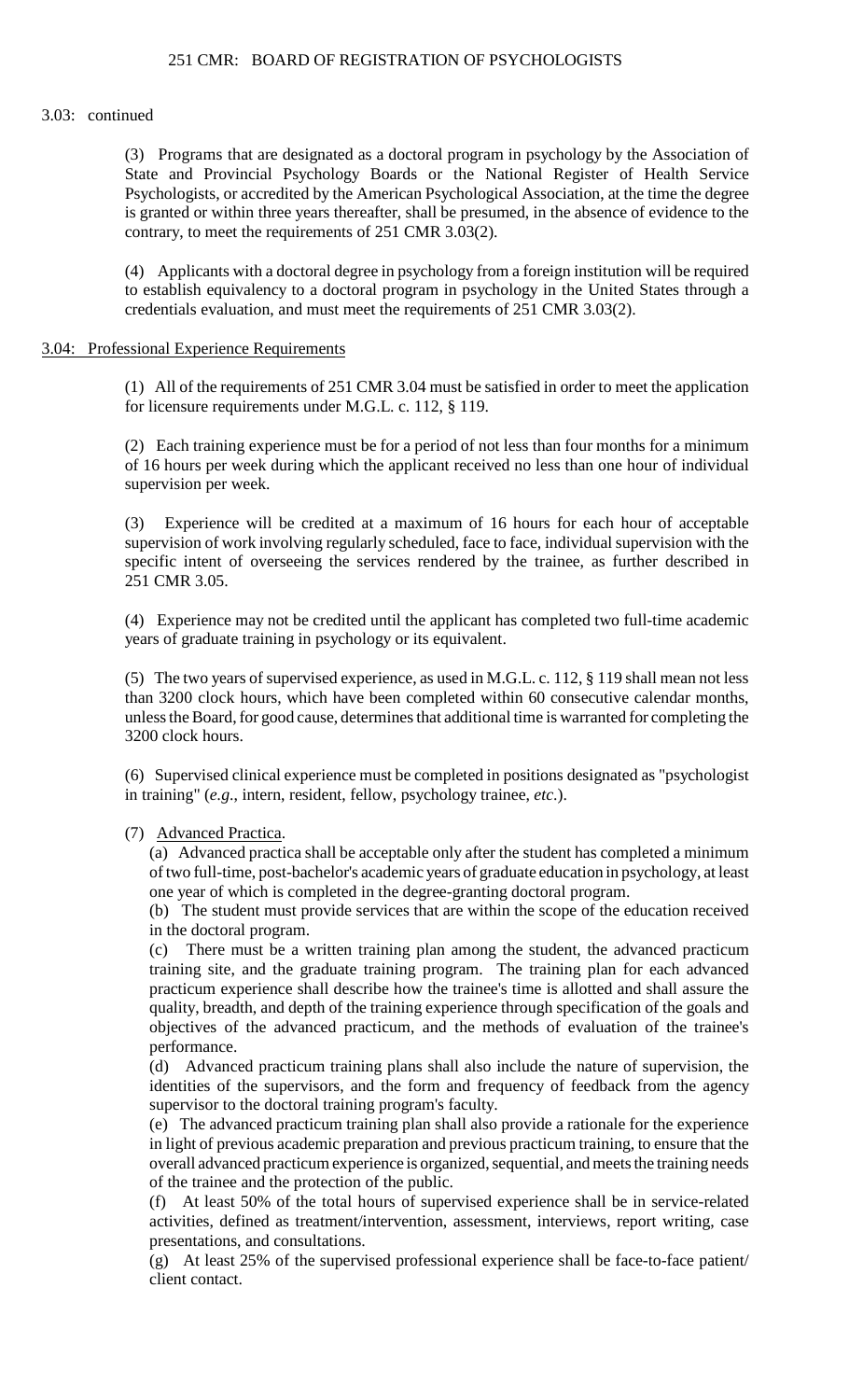3.03: continued

(3) Programs that are designated as a doctoral program in psychology by the Association of State and Provincial Psychology Boards or the National Register of Health Service Psychologists, or accredited by the American Psychological Association, at the time the degree is granted or within three years thereafter, shall be presumed, in the absence of evidence to the contrary, to meet the requirements of 251 CMR 3.03(2).

(4) Applicants with a doctoral degree in psychology from a foreign institution will be required to establish equivalency to a doctoral program in psychology in the United States through a credentials evaluation, and must meet the requirements of 251 CMR 3.03(2).

## 3.04: Professional Experience Requirements

(1) All of the requirements of 251 CMR 3.04 must be satisfied in order to meet the application for licensure requirements under M.G.L. c. 112, § 119.

(2) Each training experience must be for a period of not less than four months for a minimum of 16 hours per week during which the applicant received no less than one hour of individual supervision per week.

(3) Experience will be credited at a maximum of 16 hours for each hour of acceptable supervision of work involving regularly scheduled, face to face, individual supervision with the specific intent of overseeing the services rendered by the trainee, as further described in 251 CMR 3.05.

(4) Experience may not be credited until the applicant has completed two full-time academic years of graduate training in psychology or its equivalent.

(5) The two years of supervised experience, as used in M.G.L. c. 112, § 119 shall mean not less than 3200 clock hours, which have been completed within 60 consecutive calendar months, unless the Board, for good cause, determines that additional time is warranted for completing the 3200 clock hours.

(6) Supervised clinical experience must be completed in positions designated as "psychologist in training" (*e.g.*, intern, resident, fellow, psychology trainee, *etc.*).

(7) Advanced Practica.

(a) Advanced practica shall be acceptable only after the student has completed a minimum of two full-time, post-bachelor's academic years of graduate education in psychology, at least one year of which is completed in the degree-granting doctoral program.

(b) The student must provide services that are within the scope of the education received in the doctoral program.

(c) There must be a written training plan among the student, the advanced practicum training site, and the graduate training program. The training plan for each advanced practicum experience shall describe how the trainee's time is allotted and shall assure the quality, breadth, and depth of the training experience through specification of the goals and objectives of the advanced practicum, and the methods of evaluation of the trainee's performance.

(d) Advanced practicum training plans shall also include the nature of supervision, the identities of the supervisors, and the form and frequency of feedback from the agency supervisor to the doctoral training program's faculty.

(e) The advanced practicum training plan shall also provide a rationale for the experience in light of previous academic preparation and previous practicum training, to ensure that the overall advanced practicum experience is organized, sequential, and meets the training needs of the trainee and the protection of the public.

(f) At least 50% of the total hours of supervised experience shall be in service-related activities, defined as treatment/intervention, assessment, interviews, report writing, case presentations, and consultations.

(g) At least 25% of the supervised professional experience shall be face-to-face patient/client contact.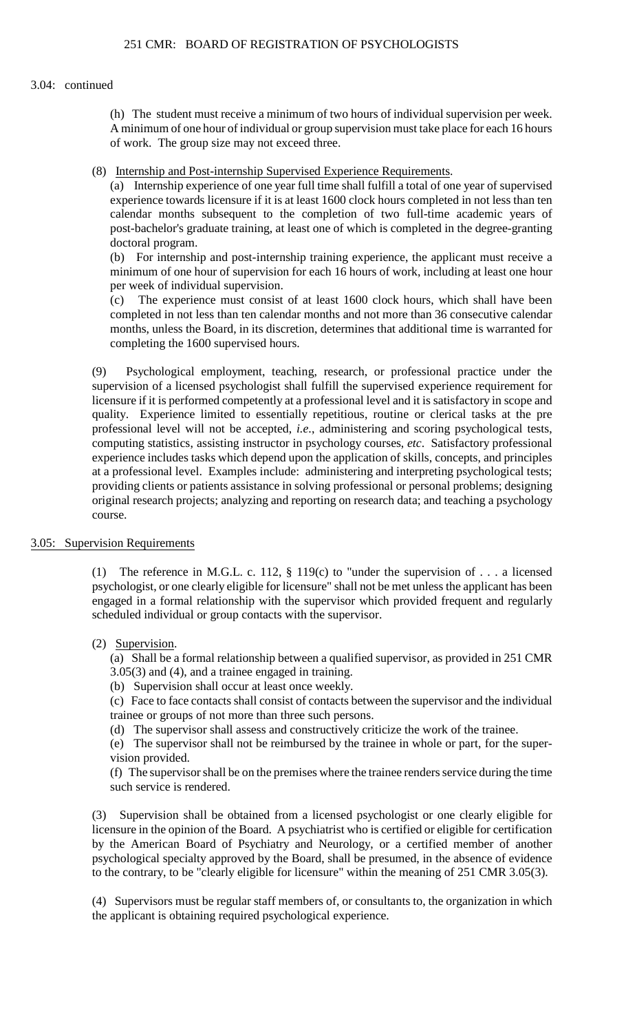3.04: continued

(h) The student must receive a minimum of two hours of individual supervision per week. A minimum of one hour of individual or group supervision must take place for each 16 hours of work. The group size may not exceed three.

(8) Internship and Post-internship Supervised Experience Requirements.

(a) Internship experience of one year full time shall fulfill a total of one year of supervised experience towards licensure if it is at least 1600 clock hours completed in not less than ten calendar months subsequent to the completion of two full-time academic years of post-bachelor's graduate training, at least one of which is completed in the degree-granting doctoral program.

(b) For internship and post-internship training experience, the applicant must receive a minimum of one hour of supervision for each 16 hours of work, including at least one hour per week of individual supervision.

(c) The experience must consist of at least 1600 clock hours, which shall have been completed in not less than ten calendar months and not more than 36 consecutive calendar months, unless the Board, in its discretion, determines that additional time is warranted for completing the 1600 supervised hours.

(9) Psychological employment, teaching, research, or professional practice under the supervision of a licensed psychologist shall fulfill the supervised experience requirement for licensure if it is performed competently at a professional level and it is satisfactory in scope and quality. Experience limited to essentially repetitious, routine or clerical tasks at the pre professional level will not be accepted, *i.e.*, administering and scoring psychological tests, computing statistics, assisting instructor in psychology courses, *etc*. Satisfactory professional experience includes tasks which depend upon the application of skills, concepts, and principles at a professional level. Examples include: administering and interpreting psychological tests; providing clients or patients assistance in solving professional or personal problems; designing original research projects; analyzing and reporting on research data; and teaching a psychology course.

3.05: Supervision Requirements

(1) The reference in M.G.L. c. 112, § 119(c) to "under the supervision of . . . a licensed psychologist, or one clearly eligible for licensure" shall not be met unless the applicant has been engaged in a formal relationship with the supervisor which provided frequent and regularly scheduled individual or group contacts with the supervisor.

(2) Supervision.

(a) Shall be a formal relationship between a qualified supervisor, as provided in 251 CMR 3.05(3) and (4), and a trainee engaged in training.

(b) Supervision shall occur at least once weekly.

(c) Face to face contacts shall consist of contacts between the supervisor and the individual trainee or groups of not more than three such persons.

(d) The supervisor shall assess and constructively criticize the work of the trainee.

(e) The supervisor shall not be reimbursed by the trainee in whole or part, for the supervision provided.

(f) The supervisor shall be on the premises where the trainee renders service during the time such service is rendered.

(3) Supervision shall be obtained from a licensed psychologist or one clearly eligible for licensure in the opinion of the Board. A psychiatrist who is certified or eligible for certification by the American Board of Psychiatry and Neurology, or a certified member of another psychological specialty approved by the Board, shall be presumed, in the absence of evidence to the contrary, to be "clearly eligible for licensure" within the meaning of 251 CMR 3.05(3).

(4) Supervisors must be regular staff members of, or consultants to, the organization in which the applicant is obtaining required psychological experience.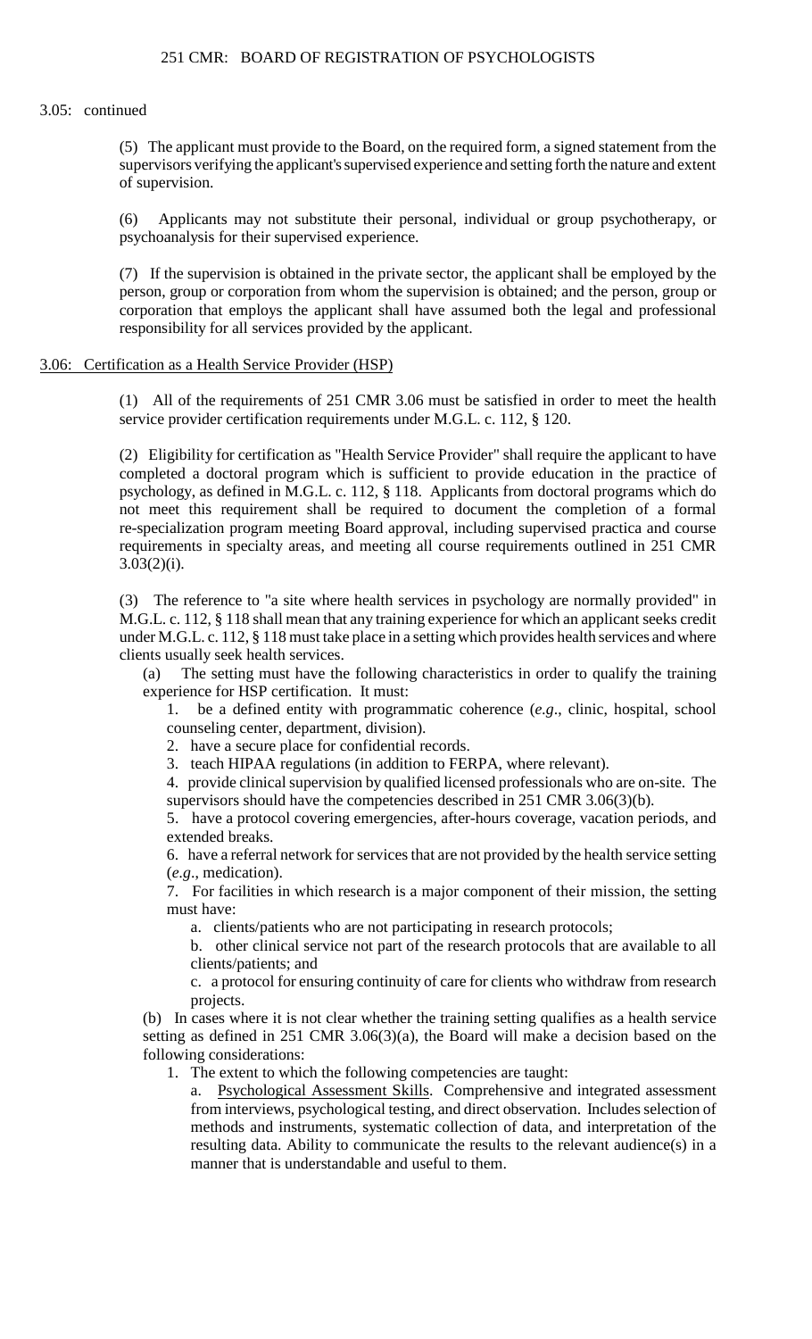3.05: continued

(5) The applicant must provide to the Board, on the required form, a signed statement from the supervisors verifying the applicant's supervised experience and setting forth the nature and extent of supervision.

(6) Applicants may not substitute their personal, individual or group psychotherapy, or psychoanalysis for their supervised experience.

(7) If the supervision is obtained in the private sector, the applicant shall be employed by the person, group or corporation from whom the supervision is obtained; and the person, group or corporation that employs the applicant shall have assumed both the legal and professional responsibility for all services provided by the applicant.

## 3.06: Certification as a Health Service Provider (HSP)

(1) All of the requirements of 251 CMR 3.06 must be satisfied in order to meet the health service provider certification requirements under M.G.L. c. 112, § 120.

(2) Eligibility for certification as "Health Service Provider" shall require the applicant to have completed a doctoral program which is sufficient to provide education in the practice of psychology, as defined in M.G.L. c. 112, § 118. Applicants from doctoral programs which do not meet this requirement shall be required to document the completion of a formal re-specialization program meeting Board approval, including supervised practica and course requirements in specialty areas, and meeting all course requirements outlined in 251 CMR 3.03(2)(i).

(3) The reference to "a site where health services in psychology are normally provided" in M.G.L. c. 112, § 118 shall mean that any training experience for which an applicant seeks credit under M.G.L. c. 112, § 118 must take place in a setting which provides health services and where clients usually seek health services.

(a) The setting must have the following characteristics in order to qualify the training experience for HSP certification. It must:

1. be a defined entity with programmatic coherence (*e.g.*, clinic, hospital, school counseling center, department, division).

2. have a secure place for confidential records.

3. teach HIPAA regulations (in addition to FERPA, where relevant).

4. provide clinical supervision by qualified licensed professionals who are on-site. The supervisors should have the competencies described in 251 CMR 3.06(3)(b).

5. have a protocol covering emergencies, after-hours coverage, vacation periods, and extended breaks.

6. have a referral network for services that are not provided by the health service setting (*e.g.*, medication).

7. For facilities in which research is a major component of their mission, the setting must have:

a. clients/patients who are not participating in research protocols;

b. other clinical service not part of the research protocols that are available to all clients/patients; and

c. a protocol for ensuring continuity of care for clients who withdraw from research projects.

(b) In cases where it is not clear whether the training setting qualifies as a health service setting as defined in 251 CMR 3.06(3)(a), the Board will make a decision based on the following considerations:

1. The extent to which the following competencies are taught:

a. Psychological Assessment Skills. Comprehensive and integrated assessment from interviews, psychological testing, and direct observation. Includes selection of methods and instruments, systematic collection of data, and interpretation of the resulting data. Ability to communicate the results to the relevant audience(s) in a manner that is understandable and useful to them.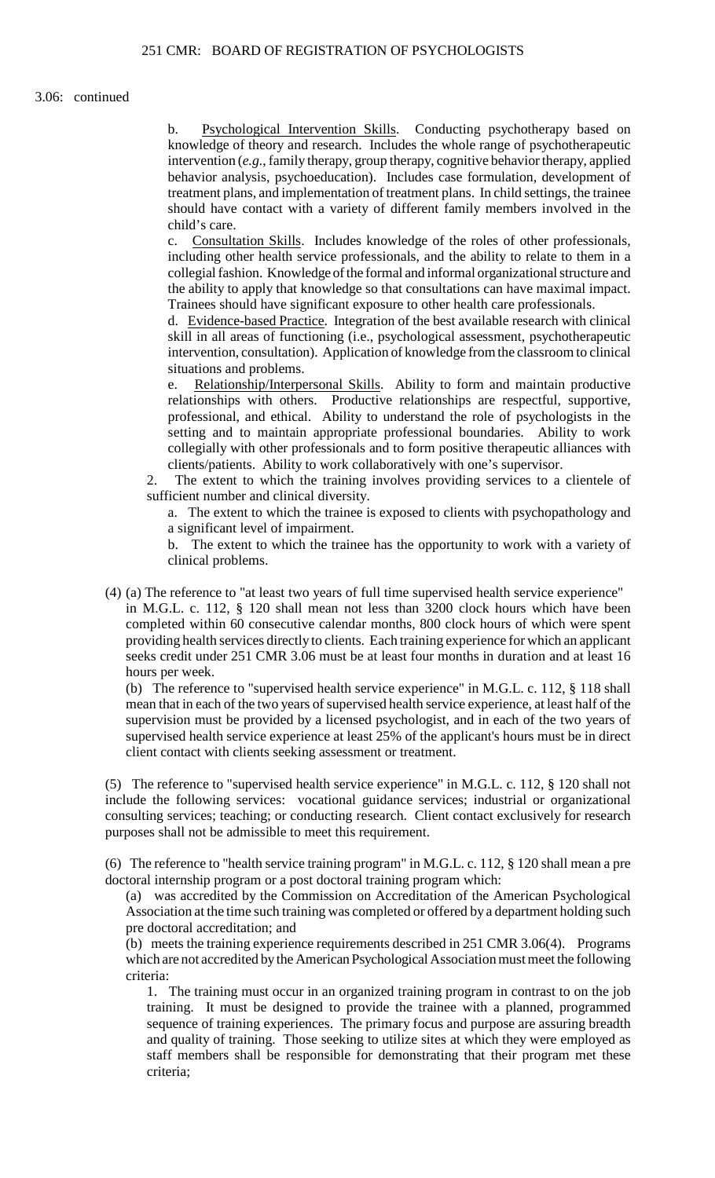3.06: continued

b. Psychological Intervention Skills. Conducting psychotherapy based on knowledge of theory and research. Includes the whole range of psychotherapeutic intervention (*e.g.*, family therapy, group therapy, cognitive behavior therapy, applied behavior analysis, psychoeducation). Includes case formulation, development of treatment plans, and implementation of treatment plans. In child settings, the trainee should have contact with a variety of different family members involved in the child's care.

c. Consultation Skills. Includes knowledge of the roles of other professionals, including other health service professionals, and the ability to relate to them in a collegial fashion. Knowledge of the formal and informal organizational structure and the ability to apply that knowledge so that consultations can have maximal impact. Trainees should have significant exposure to other health care professionals.

d. Evidence-based Practice. Integration of the best available research with clinical skill in all areas of functioning (i.e., psychological assessment, psychotherapeutic intervention, consultation). Application of knowledge from the classroom to clinical situations and problems.

e. Relationship/Interpersonal Skills. Ability to form and maintain productive relationships with others. Productive relationships are respectful, supportive, professional, and ethical. Ability to understand the role of psychologists in the setting and to maintain appropriate professional boundaries. Ability to work collegially with other professionals and to form positive therapeutic alliances with clients/patients. Ability to work collaboratively with one's supervisor.

2. The extent to which the training involves providing services to a clientele of sufficient number and clinical diversity.

a. The extent to which the trainee is exposed to clients with psychopathology and a significant level of impairment.

b. The extent to which the trainee has the opportunity to work with a variety of clinical problems.

(4) (a) The reference to "at least two years of full time supervised health service experience" in M.G.L. c. 112, § 120 shall mean not less than 3200 clock hours which have been completed within 60 consecutive calendar months, 800 clock hours of which were spent providing health services directly to clients. Each training experience for which an applicant seeks credit under 251 CMR 3.06 must be at least four months in duration and at least 16 hours per week.

(b) The reference to "supervised health service experience" in M.G.L. c. 112, § 118 shall mean that in each of the two years of supervised health service experience, at least half of the supervision must be provided by a licensed psychologist, and in each of the two years of supervised health service experience at least 25% of the applicant's hours must be in direct client contact with clients seeking assessment or treatment.

(5) The reference to "supervised health service experience" in M.G.L. c. 112, § 120 shall not include the following services: vocational guidance services; industrial or organizational consulting services; teaching; or conducting research. Client contact exclusively for research purposes shall not be admissible to meet this requirement.

(6) The reference to "health service training program" in M.G.L. c. 112, § 120 shall mean a pre doctoral internship program or a post doctoral training program which:

(a) was accredited by the Commission on Accreditation of the American Psychological Association at the time such training was completed or offered by a department holding such pre doctoral accreditation; and

(b) meets the training experience requirements described in 251 CMR 3.06(4). Programs which are not accredited by the American Psychological Association must meet the following criteria:

1. The training must occur in an organized training program in contrast to on the job training. It must be designed to provide the trainee with a planned, programmed sequence of training experiences. The primary focus and purpose are assuring breadth and quality of training. Those seeking to utilize sites at which they were employed as staff members shall be responsible for demonstrating that their program met these criteria;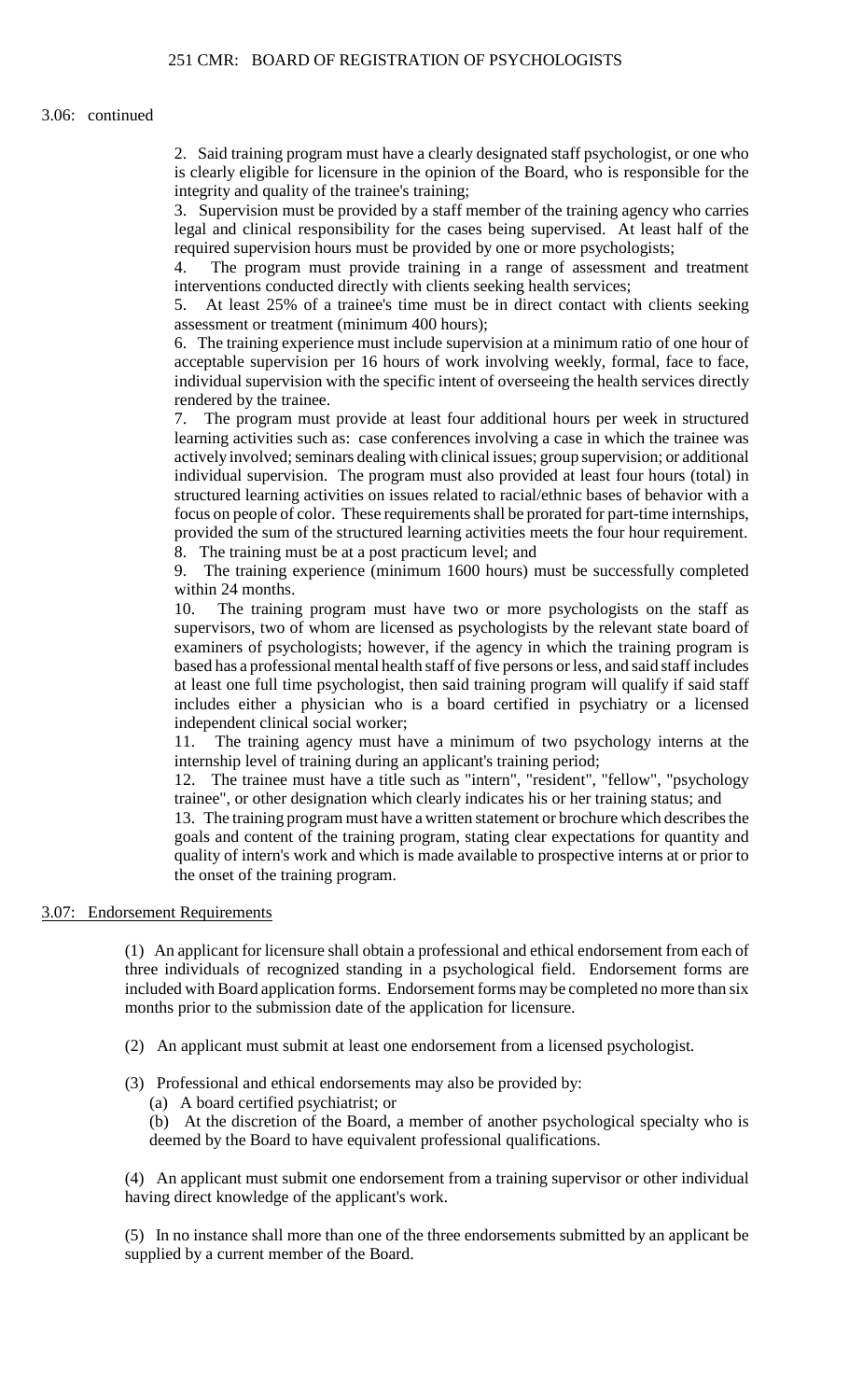3.06: continued

2. Said training program must have a clearly designated staff psychologist, or one who is clearly eligible for licensure in the opinion of the Board, who is responsible for the integrity and quality of the trainee's training;

3. Supervision must be provided by a staff member of the training agency who carries legal and clinical responsibility for the cases being supervised. At least half of the required supervision hours must be provided by one or more psychologists;

4. The program must provide training in a range of assessment and treatment interventions conducted directly with clients seeking health services;

5. At least 25% of a trainee's time must be in direct contact with clients seeking assessment or treatment (minimum 400 hours);

6. The training experience must include supervision at a minimum ratio of one hour of acceptable supervision per 16 hours of work involving weekly, formal, face to face, individual supervision with the specific intent of overseeing the health services directly rendered by the trainee.

7. The program must provide at least four additional hours per week in structured learning activities such as: case conferences involving a case in which the trainee was actively involved; seminars dealing with clinical issues; group supervision; or additional individual supervision. The program must also provided at least four hours (total) in structured learning activities on issues related to racial/ethnic bases of behavior with a focus on people of color. These requirements shall be prorated for part-time internships, provided the sum of the structured learning activities meets the four hour requirement.

8. The training must be at a post practicum level; and

9. The training experience (minimum 1600 hours) must be successfully completed within 24 months.

10. The training program must have two or more psychologists on the staff as supervisors, two of whom are licensed as psychologists by the relevant state board of examiners of psychologists; however, if the agency in which the training program is based has a professional mental health staff of five persons or less, and said staff includes at least one full time psychologist, then said training program will qualify if said staff includes either a physician who is a board certified in psychiatry or a licensed independent clinical social worker;

11. The training agency must have a minimum of two psychology interns at the internship level of training during an applicant's training period;

12. The trainee must have a title such as "intern", "resident", "fellow", "psychology trainee", or other designation which clearly indicates his or her training status; and

13. The training program must have a written statement or brochure which describes the goals and content of the training program, stating clear expectations for quantity and quality of intern's work and which is made available to prospective interns at or prior to the onset of the training program.

## 3.07: Endorsement Requirements

(1) An applicant for licensure shall obtain a professional and ethical endorsement from each of three individuals of recognized standing in a psychological field. Endorsement forms are included with Board application forms. Endorsement forms may be completed no more than six months prior to the submission date of the application for licensure.

(2) An applicant must submit at least one endorsement from a licensed psychologist.

(3) Professional and ethical endorsements may also be provided by:

(a) A board certified psychiatrist; or

(b) At the discretion of the Board, a member of another psychological specialty who is deemed by the Board to have equivalent professional qualifications.

(4) An applicant must submit one endorsement from a training supervisor or other individual having direct knowledge of the applicant's work.

(5) In no instance shall more than one of the three endorsements submitted by an applicant be supplied by a current member of the Board.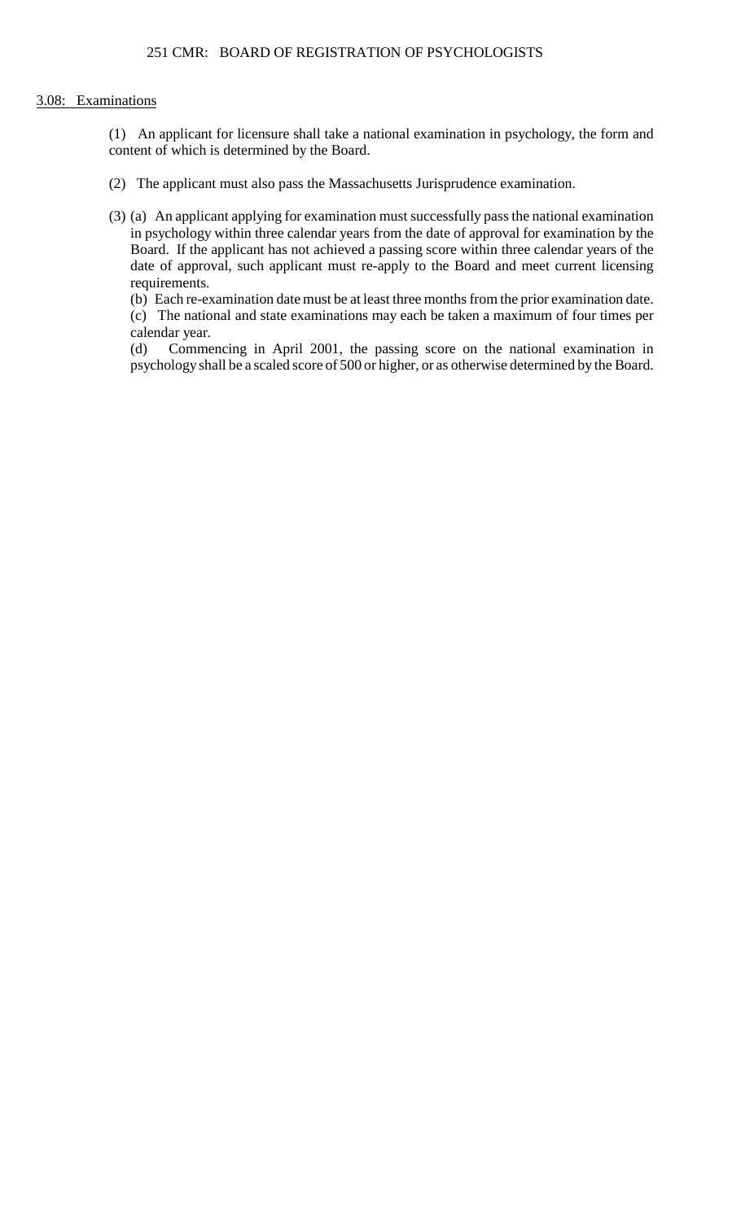## 3.08: Examinations

(1) An applicant for licensure shall take a national examination in psychology, the form and content of which is determined by the Board.

(2) The applicant must also pass the Massachusetts Jurisprudence examination.

(3) (a) An applicant applying for examination must successfully pass the national examination in psychology within three calendar years from the date of approval for examination by the Board. If the applicant has not achieved a passing score within three calendar years of the date of approval, such applicant must re-apply to the Board and meet current licensing requirements.

(b) Each re-examination date must be at least three months from the prior examination date.

(c) The national and state examinations may each be taken a maximum of four times per calendar year.

(d) Commencing in April 2001, the passing score on the national examination in psychology shall be a scaled score of 500 or higher, or as otherwise determined by the Board.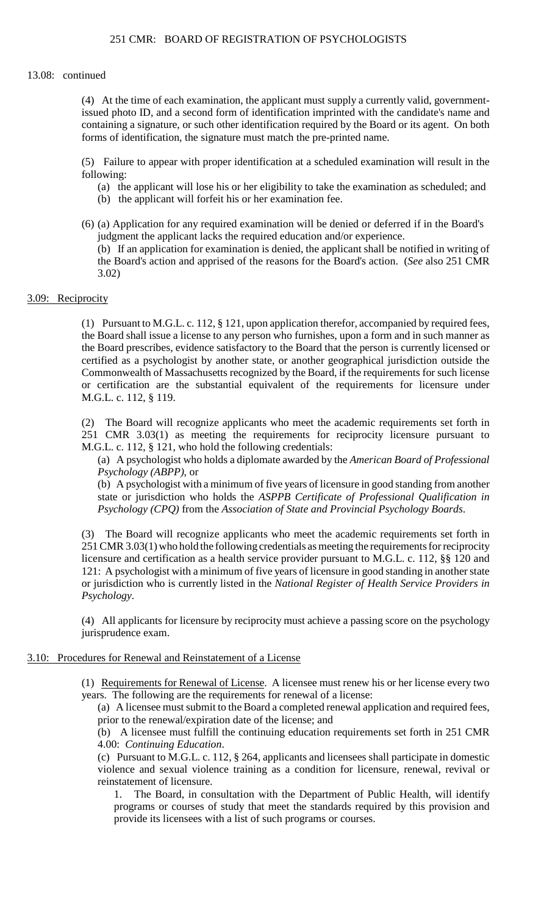13.08: continued

(4) At the time of each examination, the applicant must supply a currently valid, government-issued photo ID, and a second form of identification imprinted with the candidate's name and containing a signature, or such other identification required by the Board or its agent. On both forms of identification, the signature must match the pre-printed name.

(5) Failure to appear with proper identification at a scheduled examination will result in the following:

(a) the applicant will lose his or her eligibility to take the examination as scheduled; and

(b) the applicant will forfeit his or her examination fee.

(6) (a) Application for any required examination will be denied or deferred if in the Board's judgment the applicant lacks the required education and/or experience.

(b) If an application for examination is denied, the applicant shall be notified in writing of the Board's action and apprised of the reasons for the Board's action. (*See* also 251 CMR 3.02)

## 3.09: Reciprocity

(1) Pursuant to M.G.L. c. 112, § 121, upon application therefor, accompanied by required fees, the Board shall issue a license to any person who furnishes, upon a form and in such manner as the Board prescribes, evidence satisfactory to the Board that the person is currently licensed or certified as a psychologist by another state, or another geographical jurisdiction outside the Commonwealth of Massachusetts recognized by the Board, if the requirements for such license or certification are the substantial equivalent of the requirements for licensure under M.G.L. c. 112, § 119.

(2) The Board will recognize applicants who meet the academic requirements set forth in 251 CMR 3.03(1) as meeting the requirements for reciprocity licensure pursuant to M.G.L. c. 112, § 121, who hold the following credentials:

(a) A psychologist who holds a diplomate awarded by the *American Board of Professional Psychology (ABPP)*, or

(b) A psychologist with a minimum of five years of licensure in good standing from another state or jurisdiction who holds the *ASPPB Certificate of Professional Qualification in Psychology (CPQ)* from the *Association of State and Provincial Psychology Boards*.

(3) The Board will recognize applicants who meet the academic requirements set forth in 251 CMR 3.03(1) who hold the following credentials as meeting the requirements for reciprocity licensure and certification as a health service provider pursuant to M.G.L. c. 112, §§ 120 and 121: A psychologist with a minimum of five years of licensure in good standing in another state or jurisdiction who is currently listed in the *National Register of Health Service Providers in Psychology*.

(4) All applicants for licensure by reciprocity must achieve a passing score on the psychology jurisprudence exam.

## 3.10: Procedures for Renewal and Reinstatement of a License

(1) Requirements for Renewal of License. A licensee must renew his or her license every two years. The following are the requirements for renewal of a license:

(a) A licensee must submit to the Board a completed renewal application and required fees, prior to the renewal/expiration date of the license; and

(b) A licensee must fulfill the continuing education requirements set forth in 251 CMR 4.00: *Continuing Education*.

(c) Pursuant to M.G.L. c. 112, § 264, applicants and licensees shall participate in domestic violence and sexual violence training as a condition for licensure, renewal, revival or reinstatement of licensure.

1. The Board, in consultation with the Department of Public Health, will identify programs or courses of study that meet the standards required by this provision and provide its licensees with a list of such programs or courses.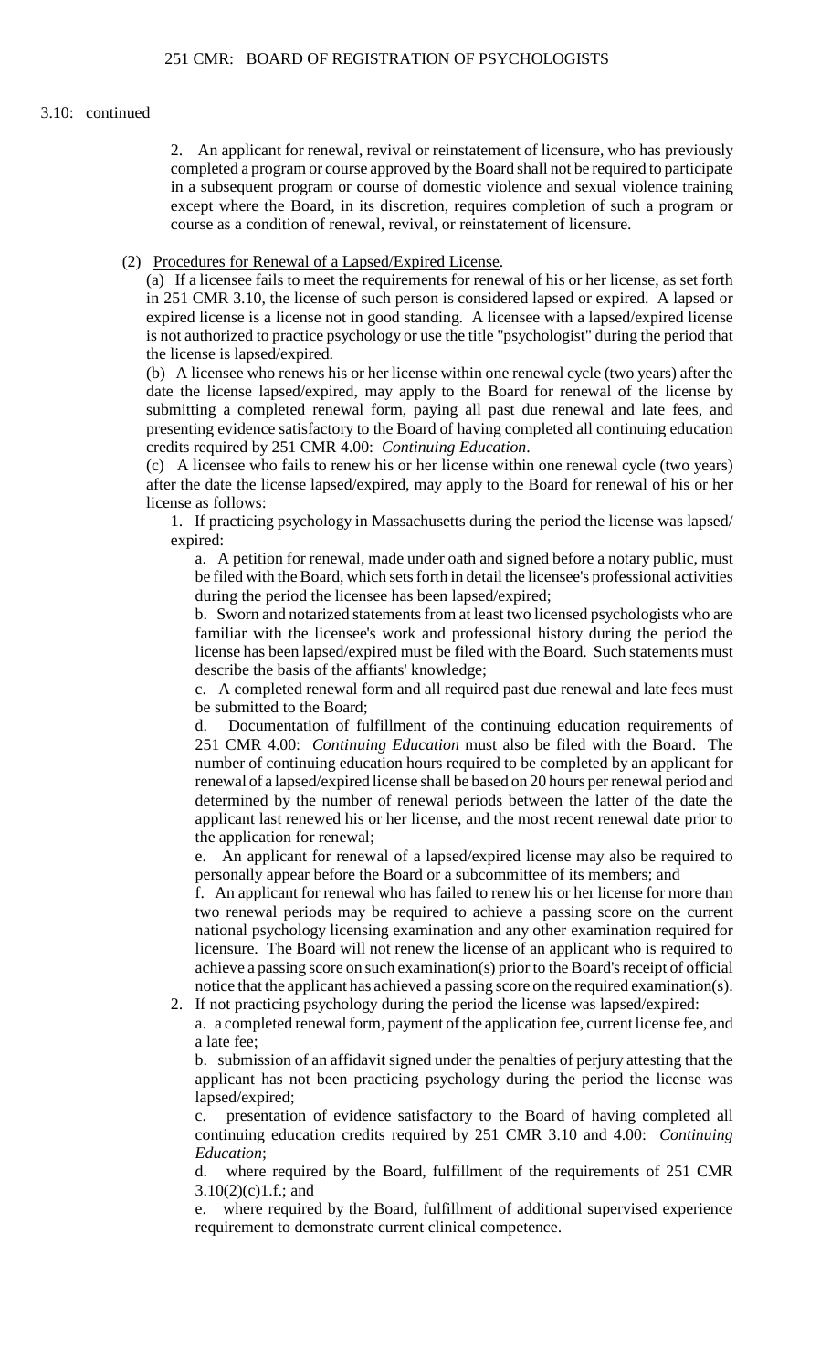3.10: continued

2. An applicant for renewal, revival or reinstatement of licensure, who has previously completed a program or course approved by the Board shall not be required to participate in a subsequent program or course of domestic violence and sexual violence training except where the Board, in its discretion, requires completion of such a program or course as a condition of renewal, revival, or reinstatement of licensure.

(2) Procedures for Renewal of a Lapsed/Expired License.

(a) If a licensee fails to meet the requirements for renewal of his or her license, as set forth in 251 CMR 3.10, the license of such person is considered lapsed or expired. A lapsed or expired license is a license not in good standing. A licensee with a lapsed/expired license is not authorized to practice psychology or use the title "psychologist" during the period that the license is lapsed/expired.

(b) A licensee who renews his or her license within one renewal cycle (two years) after the date the license lapsed/expired, may apply to the Board for renewal of the license by submitting a completed renewal form, paying all past due renewal and late fees, and presenting evidence satisfactory to the Board of having completed all continuing education credits required by 251 CMR 4.00: *Continuing Education*.

(c) A licensee who fails to renew his or her license within one renewal cycle (two years) after the date the license lapsed/expired, may apply to the Board for renewal of his or her license as follows:

1. If practicing psychology in Massachusetts during the period the license was lapsed/expired:

a. A petition for renewal, made under oath and signed before a notary public, must be filed with the Board, which sets forth in detail the licensee's professional activities during the period the licensee has been lapsed/expired;

b. Sworn and notarized statements from at least two licensed psychologists who are familiar with the licensee's work and professional history during the period the license has been lapsed/expired must be filed with the Board. Such statements must describe the basis of the affiants' knowledge;

c. A completed renewal form and all required past due renewal and late fees must be submitted to the Board;

d. Documentation of fulfillment of the continuing education requirements of 251 CMR 4.00: *Continuing Education* must also be filed with the Board. The number of continuing education hours required to be completed by an applicant for renewal of a lapsed/expired license shall be based on 20 hours per renewal period and determined by the number of renewal periods between the latter of the date the applicant last renewed his or her license, and the most recent renewal date prior to the application for renewal;

e. An applicant for renewal of a lapsed/expired license may also be required to personally appear before the Board or a subcommittee of its members; and

f. An applicant for renewal who has failed to renew his or her license for more than two renewal periods may be required to achieve a passing score on the current national psychology licensing examination and any other examination required for licensure. The Board will not renew the license of an applicant who is required to achieve a passing score on such examination(s) prior to the Board's receipt of official notice that the applicant has achieved a passing score on the required examination(s).

2. If not practicing psychology during the period the license was lapsed/expired:

a. a completed renewal form, payment of the application fee, current license fee, and a late fee;

b. submission of an affidavit signed under the penalties of perjury attesting that the applicant has not been practicing psychology during the period the license was lapsed/expired;

c. presentation of evidence satisfactory to the Board of having completed all continuing education credits required by 251 CMR 3.10 and 4.00: *Continuing Education*;

d. where required by the Board, fulfillment of the requirements of 251 CMR 3.10(2)(c)1.f.; and

e. where required by the Board, fulfillment of additional supervised experience requirement to demonstrate current clinical competence.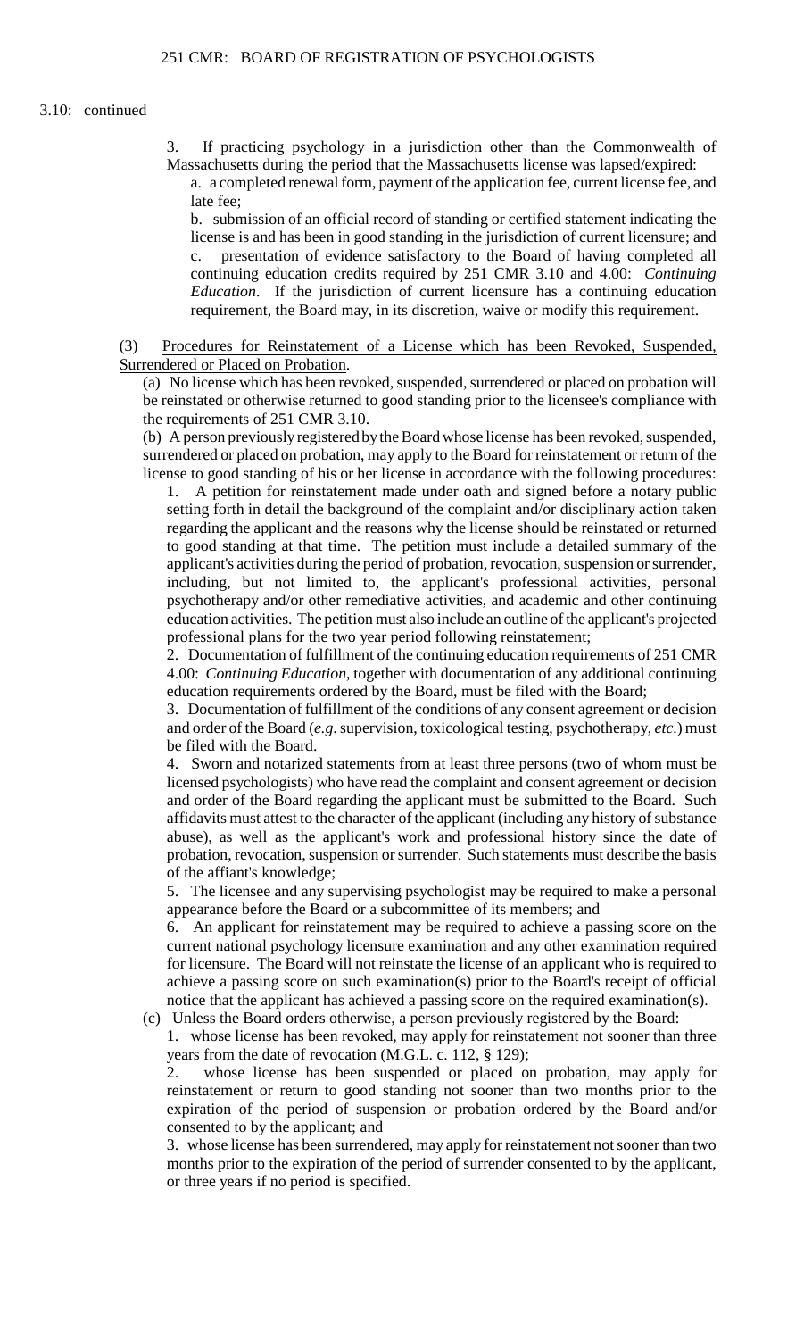3.10: continued

3. If practicing psychology in a jurisdiction other than the Commonwealth of Massachusetts during the period that the Massachusetts license was lapsed/expired:

a. a completed renewal form, payment of the application fee, current license fee, and late fee;

b. submission of an official record of standing or certified statement indicating the license is and has been in good standing in the jurisdiction of current licensure; and

c. presentation of evidence satisfactory to the Board of having completed all continuing education credits required by 251 CMR 3.10 and 4.00: *Continuing Education*. If the jurisdiction of current licensure has a continuing education requirement, the Board may, in its discretion, waive or modify this requirement.

(3) Procedures for Reinstatement of a License which has been Revoked, Suspended, Surrendered or Placed on Probation.

(a) No license which has been revoked, suspended, surrendered or placed on probation will be reinstated or otherwise returned to good standing prior to the licensee's compliance with the requirements of 251 CMR 3.10.

(b) A person previously registered by the Board whose license has been revoked, suspended, surrendered or placed on probation, may apply to the Board for reinstatement or return of the license to good standing of his or her license in accordance with the following procedures:

1. A petition for reinstatement made under oath and signed before a notary public setting forth in detail the background of the complaint and/or disciplinary action taken regarding the applicant and the reasons why the license should be reinstated or returned to good standing at that time. The petition must include a detailed summary of the applicant's activities during the period of probation, revocation, suspension or surrender, including, but not limited to, the applicant's professional activities, personal psychotherapy and/or other remediative activities, and academic and other continuing education activities. The petition must also include an outline of the applicant's projected professional plans for the two year period following reinstatement;

2. Documentation of fulfillment of the continuing education requirements of 251 CMR 4.00: *Continuing Education*, together with documentation of any additional continuing education requirements ordered by the Board, must be filed with the Board;

3. Documentation of fulfillment of the conditions of any consent agreement or decision and order of the Board (*e.g.* supervision, toxicological testing, psychotherapy, *etc.*) must be filed with the Board.

4. Sworn and notarized statements from at least three persons (two of whom must be licensed psychologists) who have read the complaint and consent agreement or decision and order of the Board regarding the applicant must be submitted to the Board. Such affidavits must attest to the character of the applicant (including any history of substance abuse), as well as the applicant's work and professional history since the date of probation, revocation, suspension or surrender. Such statements must describe the basis of the affiant's knowledge;

5. The licensee and any supervising psychologist may be required to make a personal appearance before the Board or a subcommittee of its members; and

6. An applicant for reinstatement may be required to achieve a passing score on the current national psychology licensure examination and any other examination required for licensure. The Board will not reinstate the license of an applicant who is required to achieve a passing score on such examination(s) prior to the Board's receipt of official notice that the applicant has achieved a passing score on the required examination(s).

(c) Unless the Board orders otherwise, a person previously registered by the Board:

1. whose license has been revoked, may apply for reinstatement not sooner than three years from the date of revocation (M.G.L. c. 112, § 129);

2. whose license has been suspended or placed on probation, may apply for reinstatement or return to good standing not sooner than two months prior to the expiration of the period of suspension or probation ordered by the Board and/or consented to by the applicant; and

3. whose license has been surrendered, may apply for reinstatement not sooner than two months prior to the expiration of the period of surrender consented to by the applicant, or three years if no period is specified.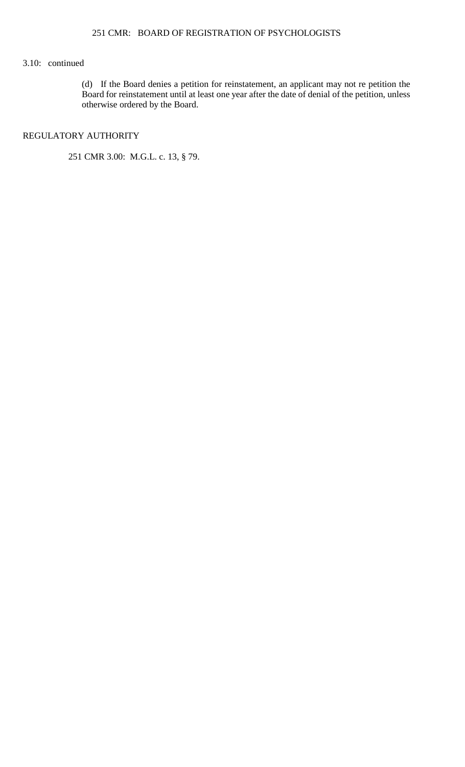3.10: continued

(d) If the Board denies a petition for reinstatement, an applicant may not re petition the Board for reinstatement until at least one year after the date of denial of the petition, unless otherwise ordered by the Board.

## REGULATORY AUTHORITY

251 CMR 3.00: M.G.L. c. 13, § 79.